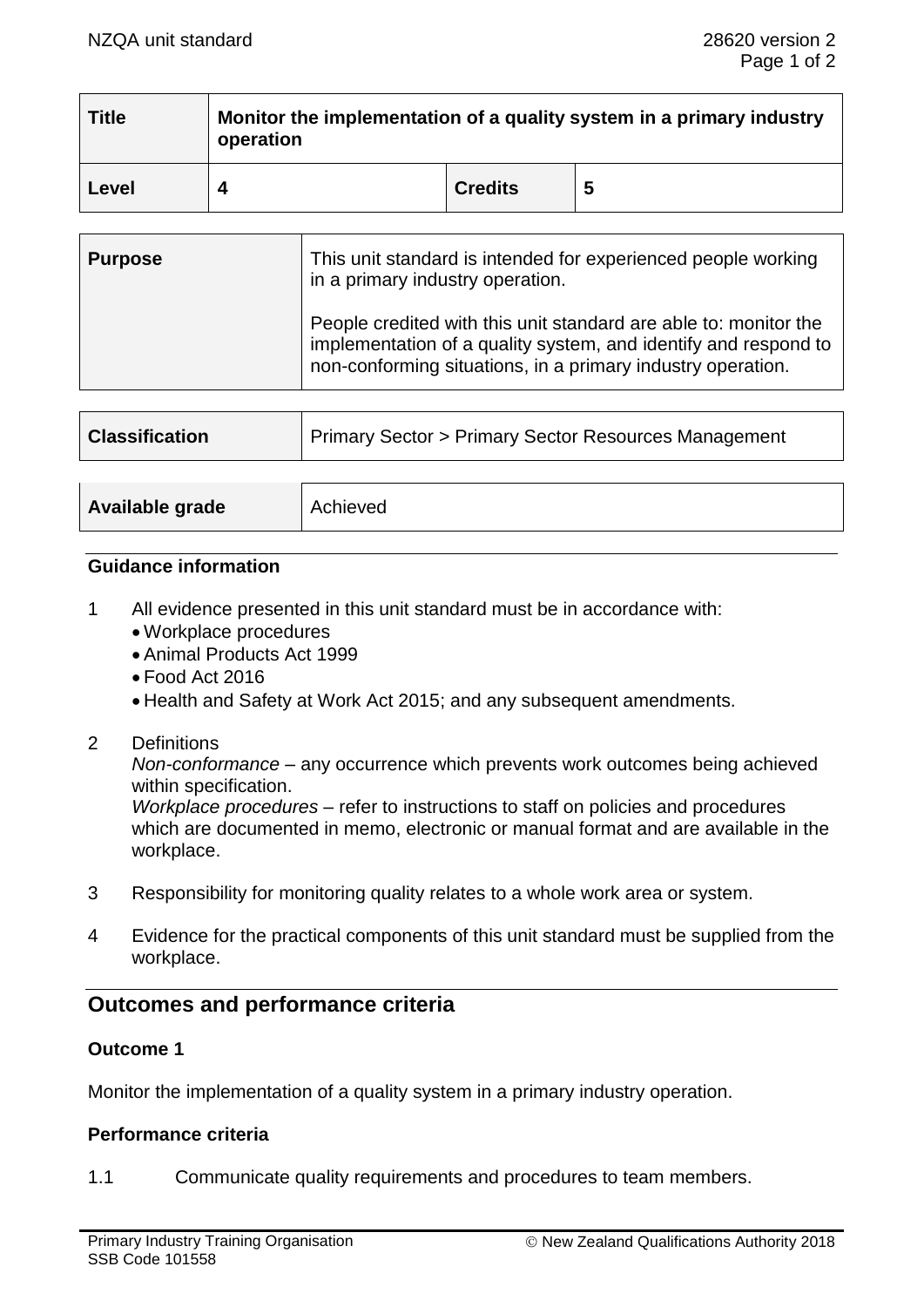| Title | Monitor the implementation of a quality system in a primary industry operation | | |
|---|---|---|---|
| Level | 4 | Credits | 5 |

| Purpose | This unit standard is intended for experienced people working in a primary industry operation.<br><br>People credited with this unit standard are able to: monitor the implementation of a quality system, and identify and respond to non-conforming situations, in a primary industry operation. |
|---|---|

| Classification | Primary Sector > Primary Sector Resources Management |
|---|---|

| Available grade | Achieved |
|---|---|

### Guidance information

1 All evidence presented in this unit standard must be in accordance with:
- Workplace procedures
- Animal Products Act 1999
- Food Act 2016
- Health and Safety at Work Act 2015; and any subsequent amendments.

2 Definitions

*Non-conformance* – any occurrence which prevents work outcomes being achieved within specification.

*Workplace procedures* – refer to instructions to staff on policies and procedures which are documented in memo, electronic or manual format and are available in the workplace.

3 Responsibility for monitoring quality relates to a whole work area or system.

4 Evidence for the practical components of this unit standard must be supplied from the workplace.

## Outcomes and performance criteria

### Outcome 1

Monitor the implementation of a quality system in a primary industry operation.

### Performance criteria

1.1 Communicate quality requirements and procedures to team members.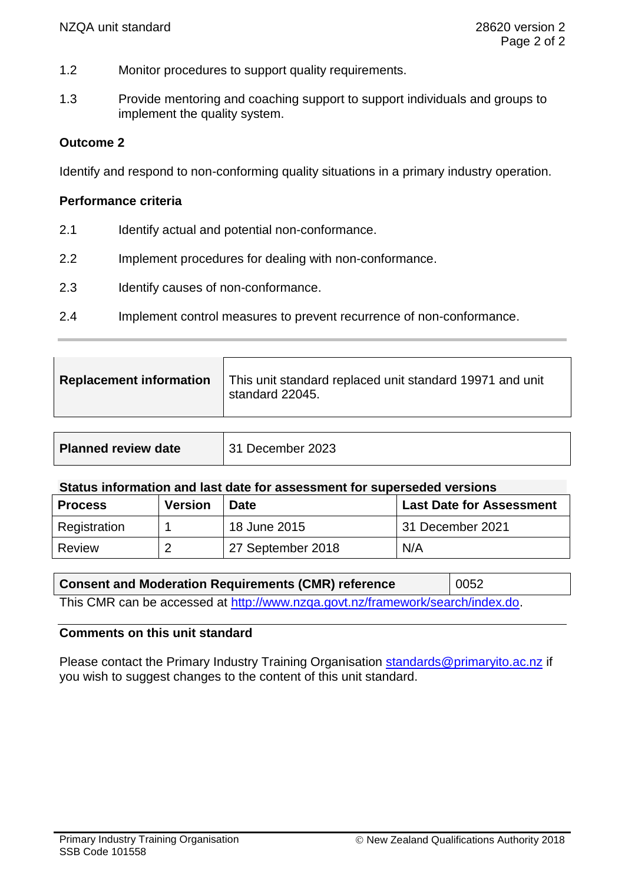1.2 Monitor procedures to support quality requirements.

1.3 Provide mentoring and coaching support to support individuals and groups to implement the quality system.

**Outcome 2**

Identify and respond to non-conforming quality situations in a primary industry operation.

**Performance criteria**

2.1 Identify actual and potential non-conformance.

2.2 Implement procedures for dealing with non-conformance.

2.3 Identify causes of non-conformance.

2.4 Implement control measures to prevent recurrence of non-conformance.

| | |
|---|---|
| **Replacement information** | This unit standard replaced unit standard 19971 and unit standard 22045. |

| | |
|---|---|
| **Planned review date** | 31 December 2023 |

**Status information and last date for assessment for superseded versions**

| Process | Version | Date | Last Date for Assessment |
|---|---|---|---|
| Registration | 1 | 18 June 2015 | 31 December 2021 |
| Review | 2 | 27 September 2018 | N/A |

| | |
|---|---|
| **Consent and Moderation Requirements (CMR) reference** | 0052 |

This CMR can be accessed at http://www.nzqa.govt.nz/framework/search/index.do.

**Comments on this unit standard**

Please contact the Primary Industry Training Organisation standards@primaryito.ac.nz if you wish to suggest changes to the content of this unit standard.